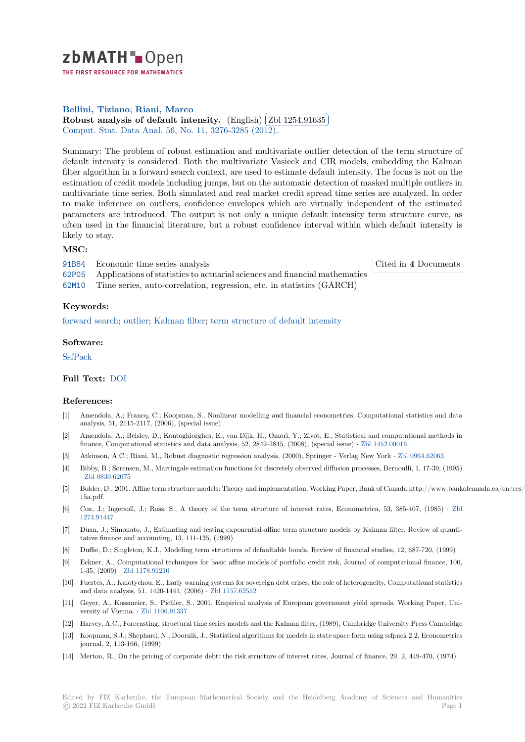zbMATH Open

THE FIRST RESOURCE FOR MATHEMATICS

**Bellini, Tiziano**; **Riani, Marco**

**Robust analysis of default intensity.** (English) Zbl 1254.91635

Comput. Stat. Data Anal. 56, No. 11, 3276-3285 (2012).

Summary: The problem of robust estimation and multivariate outlier detection of the term structure of default intensity is considered. Both the multivariate Vasicek and CIR models, embedding the Kalman filter algorithm in a forward search context, are used to estimate default intensity. The focus is not on the estimation of credit models including jumps, but on the automatic detection of masked multiple outliers in multivariate time series. Both simulated and real market credit spread time series are analyzed. In order to make inference on outliers, confidence envelopes which are virtually independent of the estimated parameters are introduced. The output is not only a unique default intensity term structure curve, as often used in the financial literature, but a robust confidence interval within which default intensity is likely to stay.

### MSC:

- 91B84 Economic time series analysis
- 62P05 Applications of statistics to actuarial sciences and financial mathematics
- 62M10 Time series, auto-correlation, regression, etc. in statistics (GARCH)

Cited in **4** Documents

### Keywords:

forward search; outlier; Kalman filter; term structure of default intensity

### Software:

SsfPack

### Full Text: DOI

### References:

[1] Amendola, A.; Francq, C.; Koopman, S., Nonlinear modelling and financial econometrics, Computational statistics and data analysis, 51, 2115-2117, (2006), (special issue)

[2] Amendola, A.; Belsley, D.; Kontoghiorghes, E.; van Dijk, H.; Omori, Y.; Zivot, E., Statistical and computational methods in finance, Computational statistics and data analysis, 52, 2842-2845, (2008), (special issue) · Zbl 1452.00016

[3] Atkinson, A.C.; Riani, M., Robust diagnostic regression analysis, (2000), Springer - Verlag New York · Zbl 0964.62063

[4] Bibby, B.; Sørensen, M., Martingale estimation functions for discretely observed diffusion processes, Bernoulli, 1, 17-39, (1995) · Zbl 0830.62075

[5] Bolder, D., 2001. Affine term structure models: Theory and implementation. Working Paper, Bank of Canada.http://www.bankofcanada.ca/en/res/ 15a.pdf.

[6] Cox, J.; Ingersoll, J.; Ross, S., A theory of the term structure of interest rates, Econometrica, 53, 385-407, (1985) · Zbl 1274.91447

[7] Duan, J.; Simonato, J., Estimating and testing exponential-affine term structure models by Kalman filter, Review of quantitative finance and accounting, 13, 111-135, (1999)

[8] Duffie, D.; Singleton, K.J., Modeling term structures of defaultable bonds, Review of financial studies, 12, 687-720, (1999)

[9] Eckner, A., Computational techniques for basic affine models of portfolio credit risk, Journal of computational finance, 100, 1-35, (2009) · Zbl 1178.91210

[10] Fuertes, A.; Kalotychou, E., Early warning systems for sovereign debt crises: the role of heterogeneity, Computational statistics and data analysis, 51, 1420-1441, (2006) · Zbl 1157.62552

[11] Geyer, A., Kossmeier, S., Pichler, S., 2001. Empirical analysis of European government yield spreads. Working Paper, University of Vienna. · Zbl 1106.91337

[12] Harvey, A.C., Forecasting, structural time series models and the Kalman filter, (1989), Cambridge University Press Cambridge

[13] Koopman, S.J.; Shephard, N.; Doornik, J., Statistical algorithms for models in state space form using ssfpack 2.2, Econometrics journal, 2, 113-166, (1999)

[14] Merton, R., On the pricing of corporate debt: the risk structure of interest rates, Journal of finance, 29, 2, 449-470, (1974)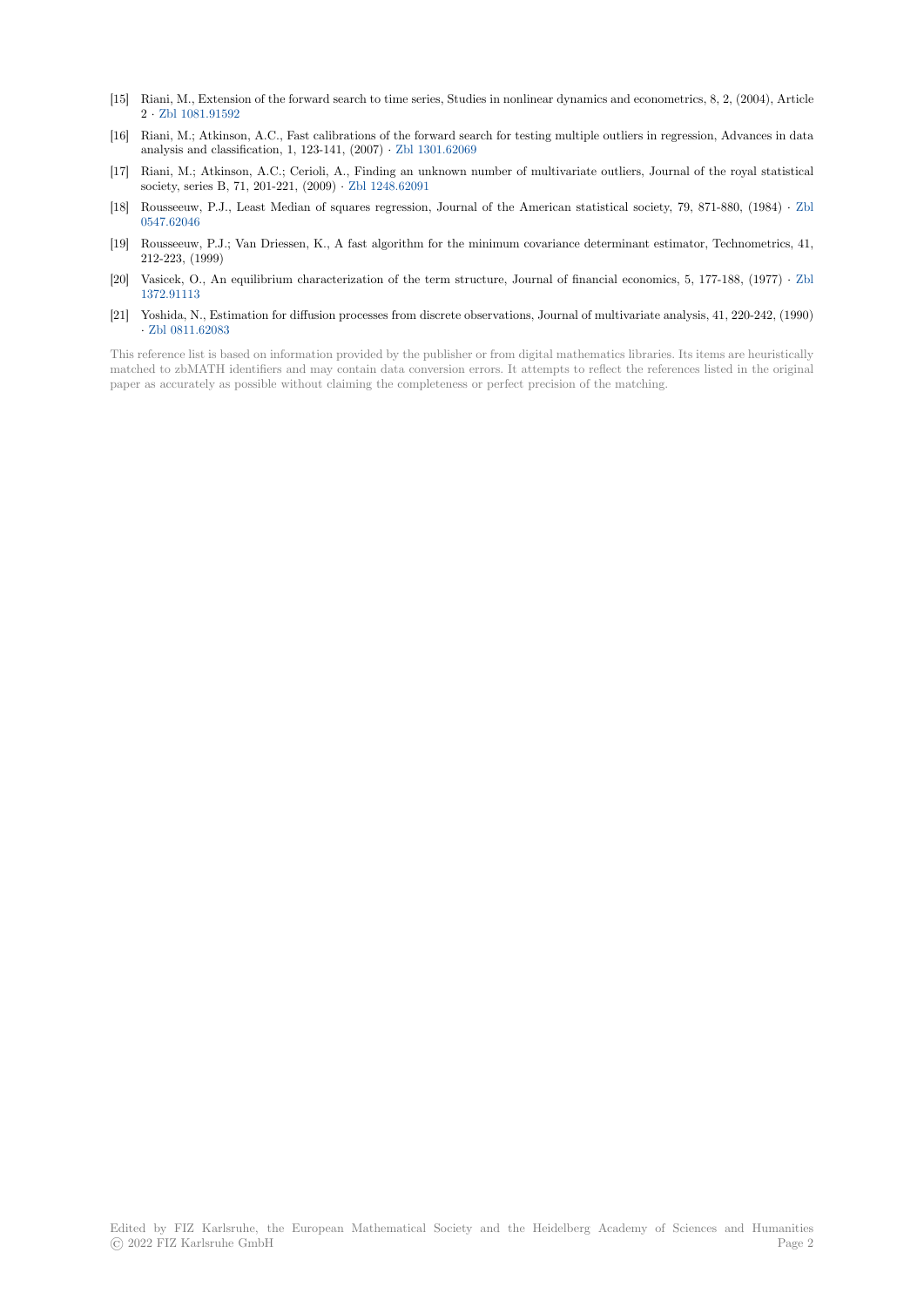[15] Riani, M., Extension of the forward search to time series, Studies in nonlinear dynamics and econometrics, 8, 2, (2004), Article 2 · Zbl 1081.91592

[16] Riani, M.; Atkinson, A.C., Fast calibrations of the forward search for testing multiple outliers in regression, Advances in data analysis and classification, 1, 123-141, (2007) · Zbl 1301.62069

[17] Riani, M.; Atkinson, A.C.; Cerioli, A., Finding an unknown number of multivariate outliers, Journal of the royal statistical society, series B, 71, 201-221, (2009) · Zbl 1248.62091

[18] Rousseeuw, P.J., Least Median of squares regression, Journal of the American statistical society, 79, 871-880, (1984) · Zbl 0547.62046

[19] Rousseeuw, P.J.; Van Driessen, K., A fast algorithm for the minimum covariance determinant estimator, Technometrics, 41, 212-223, (1999)

[20] Vasicek, O., An equilibrium characterization of the term structure, Journal of financial economics, 5, 177-188, (1977) · Zbl 1372.91113

[21] Yoshida, N., Estimation for diffusion processes from discrete observations, Journal of multivariate analysis, 41, 220-242, (1990) · Zbl 0811.62083

This reference list is based on information provided by the publisher or from digital mathematics libraries. Its items are heuristically matched to zbMATH identifiers and may contain data conversion errors. It attempts to reflect the references listed in the original paper as accurately as possible without claiming the completeness or perfect precision of the matching.